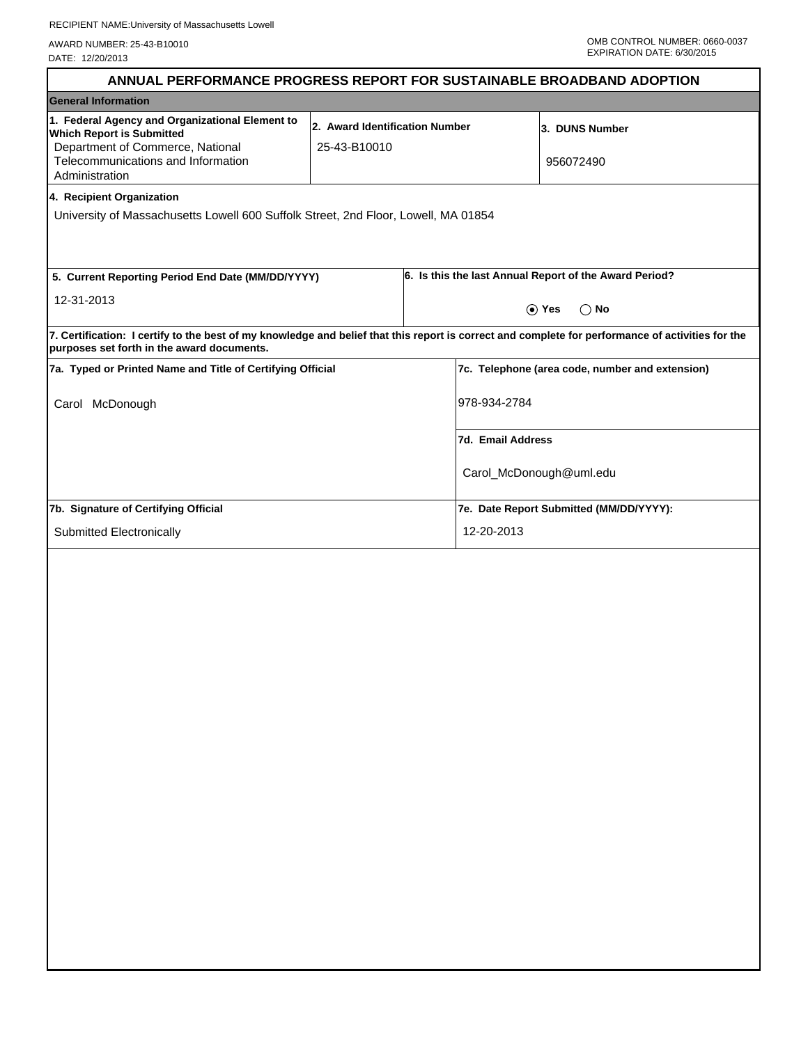RECIPIENT NAME:University of Massachusetts Lowell

AWARD NUMBER: 25-43-B10010

DATE: 12/20/2013

OMB CONTROL NUMBER: 0660-0037
EXPIRATION DATE: 6/30/2015

# ANNUAL PERFORMANCE PROGRESS REPORT FOR SUSTAINABLE BROADBAND ADOPTION

## General Information

| 1. Federal Agency and Organizational Element to Which Report is Submitted | 2. Award Identification Number | 3. DUNS Number |
|---|---|---|
| Department of Commerce, National Telecommunications and Information Administration | 25-43-B10010 | 956072490 |

**4. Recipient Organization**

University of Massachusetts Lowell 600 Suffolk Street, 2nd Floor, Lowell, MA 01854

| 5. Current Reporting Period End Date (MM/DD/YYYY) | 6. Is this the last Annual Report of the Award Period? |
|---|---|
| 12-31-2013 | ⦿ Yes ◯ No |

**7. Certification: I certify to the best of my knowledge and belief that this report is correct and complete for performance of activities for the purposes set forth in the award documents.**

| 7a. Typed or Printed Name and Title of Certifying Official | 7c. Telephone (area code, number and extension) |
|---|---|
| Carol McDonough | 978-934-2784 |
| | **7d. Email Address** |
| | Carol_McDonough@uml.edu |
| **7b. Signature of Certifying Official** | **7e. Date Report Submitted (MM/DD/YYYY):** |
| Submitted Electronically | 12-20-2013 |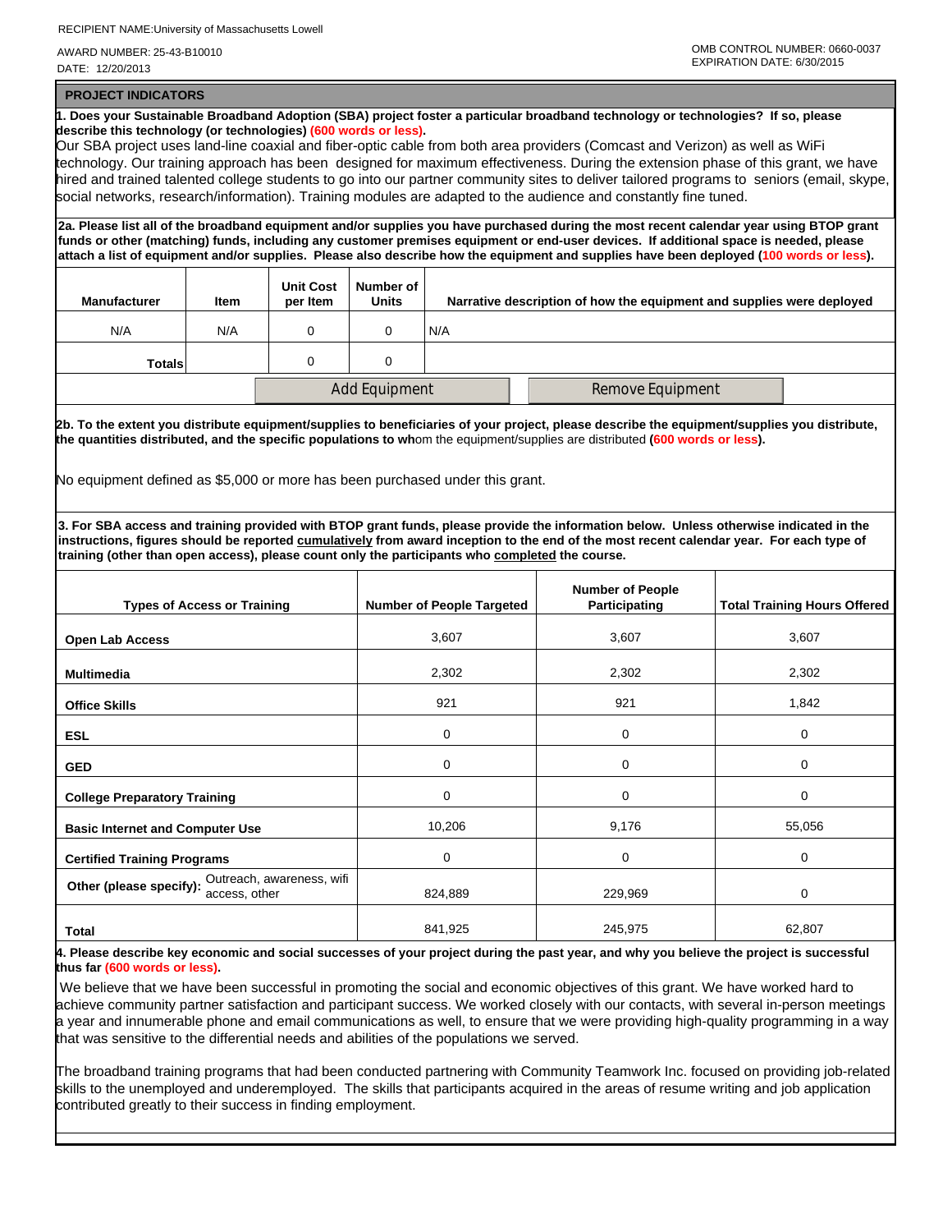RECIPIENT NAME:University of Massachusetts Lowell

AWARD NUMBER: 25-43-B10010

DATE: 12/20/2013

OMB CONTROL NUMBER: 0660-0037
EXPIRATION DATE: 6/30/2015

## PROJECT INDICATORS

**1. Does your Sustainable Broadband Adoption (SBA) project foster a particular broadband technology or technologies? If so, please describe this technology (or technologies) (600 words or less).**

Our SBA project uses land-line coaxial and fiber-optic cable from both area providers (Comcast and Verizon) as well as WiFi technology. Our training approach has been designed for maximum effectiveness. During the extension phase of this grant, we have hired and trained talented college students to go into our partner community sites to deliver tailored programs to seniors (email, skype, social networks, research/information). Training modules are adapted to the audience and constantly fine tuned.

**2a. Please list all of the broadband equipment and/or supplies you have purchased during the most recent calendar year using BTOP grant funds or other (matching) funds, including any customer premises equipment or end-user devices. If additional space is needed, please attach a list of equipment and/or supplies. Please also describe how the equipment and supplies have been deployed (100 words or less).**

| Manufacturer | Item | Unit Cost per Item | Number of Units | Narrative description of how the equipment and supplies were deployed |
|---|---|---|---|---|
| N/A | N/A | 0 | 0 | N/A |
| **Totals** | | 0 | 0 | |

**2b. To the extent you distribute equipment/supplies to beneficiaries of your project, please describe the equipment/supplies you distribute, the quantities distributed, and the specific populations to wh**om the equipment/supplies are distributed **(600 words or less).**

No equipment defined as $5,000 or more has been purchased under this grant.

**3. For SBA access and training provided with BTOP grant funds, please provide the information below. Unless otherwise indicated in the instructions, figures should be reported cumulatively from award inception to the end of the most recent calendar year. For each type of training (other than open access), please count only the participants who completed the course.**

| Types of Access or Training | Number of People Targeted | Number of People Participating | Total Training Hours Offered |
|---|---|---|---|
| **Open Lab Access** | 3,607 | 3,607 | 3,607 |
| **Multimedia** | 2,302 | 2,302 | 2,302 |
| **Office Skills** | 921 | 921 | 1,842 |
| **ESL** | 0 | 0 | 0 |
| **GED** | 0 | 0 | 0 |
| **College Preparatory Training** | 0 | 0 | 0 |
| **Basic Internet and Computer Use** | 10,206 | 9,176 | 55,056 |
| **Certified Training Programs** | 0 | 0 | 0 |
| **Other (please specify):** Outreach, awareness, wifi access, other | 824,889 | 229,969 | 0 |
| **Total** | 841,925 | 245,975 | 62,807 |

**4. Please describe key economic and social successes of your project during the past year, and why you believe the project is successful thus far (600 words or less).**

We believe that we have been successful in promoting the social and economic objectives of this grant. We have worked hard to achieve community partner satisfaction and participant success. We worked closely with our contacts, with several in-person meetings a year and innumerable phone and email communications as well, to ensure that we were providing high-quality programming in a way that was sensitive to the differential needs and abilities of the populations we served.

The broadband training programs that had been conducted partnering with Community Teamwork Inc. focused on providing job-related skills to the unemployed and underemployed. The skills that participants acquired in the areas of resume writing and job application contributed greatly to their success in finding employment.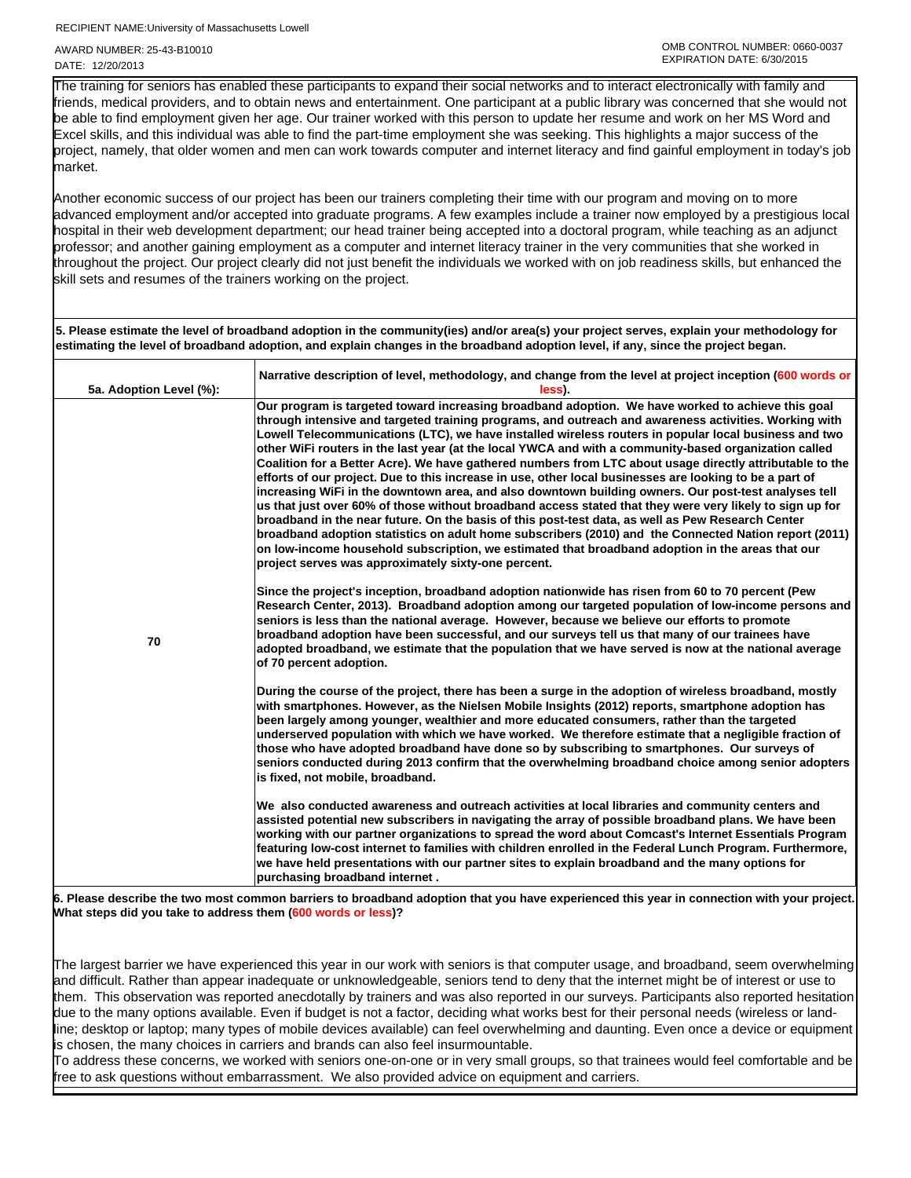The training for seniors has enabled these participants to expand their social networks and to interact electronically with family and friends, medical providers, and to obtain news and entertainment. One participant at a public library was concerned that she would not be able to find employment given her age. Our trainer worked with this person to update her resume and work on her MS Word and Excel skills, and this individual was able to find the part-time employment she was seeking. This highlights a major success of the project, namely, that older women and men can work towards computer and internet literacy and find gainful employment in today's job market.

Another economic success of our project has been our trainers completing their time with our program and moving on to more advanced employment and/or accepted into graduate programs. A few examples include a trainer now employed by a prestigious local hospital in their web development department; our head trainer being accepted into a doctoral program, while teaching as an adjunct professor; and another gaining employment as a computer and internet literacy trainer in the very communities that she worked in throughout the project. Our project clearly did not just benefit the individuals we worked with on job readiness skills, but enhanced the skill sets and resumes of the trainers working on the project.

**5. Please estimate the level of broadband adoption in the community(ies) and/or area(s) your project serves, explain your methodology for estimating the level of broadband adoption, and explain changes in the broadband adoption level, if any, since the project began.**

| 5a. Adoption Level (%): | Narrative description of level, methodology, and change from the level at project inception (600 words or less). |
|---|---|
| 70 | **Our program is targeted toward increasing broadband adoption. We have worked to achieve this goal through intensive and targeted training programs, and outreach and awareness activities. Working with Lowell Telecommunications (LTC), we have installed wireless routers in popular local business and two other WiFi routers in the last year (at the local YWCA and with a community-based organization called Coalition for a Better Acre). We have gathered numbers from LTC about usage directly attributable to the efforts of our project. Due to this increase in use, other local businesses are looking to be a part of increasing WiFi in the downtown area, and also downtown building owners. Our post-test analyses tell us that just over 60% of those without broadband access stated that they were very likely to sign up for broadband in the near future. On the basis of this post-test data, as well as Pew Research Center broadband adoption statistics on adult home subscribers (2010) and the Connected Nation report (2011) on low-income household subscription, we estimated that broadband adoption in the areas that our project serves was approximately sixty-one percent.**<br><br>**Since the project's inception, broadband adoption nationwide has risen from 60 to 70 percent (Pew Research Center, 2013). Broadband adoption among our targeted population of low-income persons and seniors is less than the national average. However, because we believe our efforts to promote broadband adoption have been successful, and our surveys tell us that many of our trainees have adopted broadband, we estimate that the population that we have served is now at the national average of 70 percent adoption.**<br><br>**During the course of the project, there has been a surge in the adoption of wireless broadband, mostly with smartphones. However, as the Nielsen Mobile Insights (2012) reports, smartphone adoption has been largely among younger, wealthier and more educated consumers, rather than the targeted underserved population with which we have worked. We therefore estimate that a negligible fraction of those who have adopted broadband have done so by subscribing to smartphones. Our surveys of seniors conducted during 2013 confirm that the overwhelming broadband choice among senior adopters is fixed, not mobile, broadband.**<br><br>**We also conducted awareness and outreach activities at local libraries and community centers and assisted potential new subscribers in navigating the array of possible broadband plans. We have been working with our partner organizations to spread the word about Comcast's Internet Essentials Program featuring low-cost internet to families with children enrolled in the Federal Lunch Program. Furthermore, we have held presentations with our partner sites to explain broadband and the many options for purchasing broadband internet .** |

**6. Please describe the two most common barriers to broadband adoption that you have experienced this year in connection with your project. What steps did you take to address them (600 words or less)?**

The largest barrier we have experienced this year in our work with seniors is that computer usage, and broadband, seem overwhelming and difficult. Rather than appear inadequate or unknowledgeable, seniors tend to deny that the internet might be of interest or use to them. This observation was reported anecdotally by trainers and was also reported in our surveys. Participants also reported hesitation due to the many options available. Even if budget is not a factor, deciding what works best for their personal needs (wireless or land-line; desktop or laptop; many types of mobile devices available) can feel overwhelming and daunting. Even once a device or equipment is chosen, the many choices in carriers and brands can also feel insurmountable.

To address these concerns, we worked with seniors one-on-one or in very small groups, so that trainees would feel comfortable and be free to ask questions without embarrassment. We also provided advice on equipment and carriers.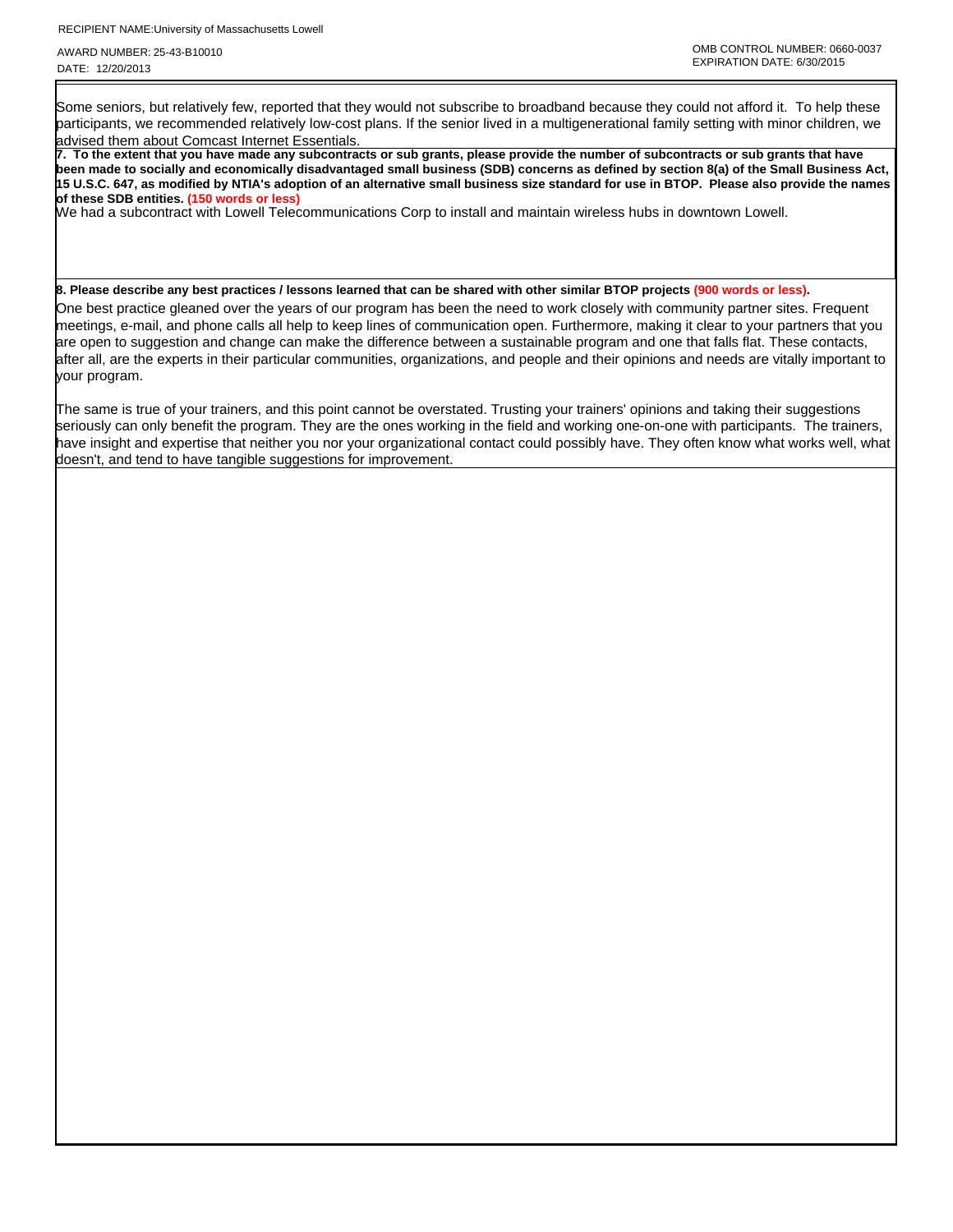Some seniors, but relatively few, reported that they would not subscribe to broadband because they could not afford it. To help these participants, we recommended relatively low-cost plans. If the senior lived in a multigenerational family setting with minor children, we advised them about Comcast Internet Essentials.

**7. To the extent that you have made any subcontracts or sub grants, please provide the number of subcontracts or sub grants that have been made to socially and economically disadvantaged small business (SDB) concerns as defined by section 8(a) of the Small Business Act, 15 U.S.C. 647, as modified by NTIA's adoption of an alternative small business size standard for use in BTOP. Please also provide the names of these SDB entities. (150 words or less)**

We had a subcontract with Lowell Telecommunications Corp to install and maintain wireless hubs in downtown Lowell.

**8. Please describe any best practices / lessons learned that can be shared with other similar BTOP projects (900 words or less).**

One best practice gleaned over the years of our program has been the need to work closely with community partner sites. Frequent meetings, e-mail, and phone calls all help to keep lines of communication open. Furthermore, making it clear to your partners that you are open to suggestion and change can make the difference between a sustainable program and one that falls flat. These contacts, after all, are the experts in their particular communities, organizations, and people and their opinions and needs are vitally important to your program.

The same is true of your trainers, and this point cannot be overstated. Trusting your trainers' opinions and taking their suggestions seriously can only benefit the program. They are the ones working in the field and working one-on-one with participants. The trainers, have insight and expertise that neither you nor your organizational contact could possibly have. They often know what works well, what doesn't, and tend to have tangible suggestions for improvement.